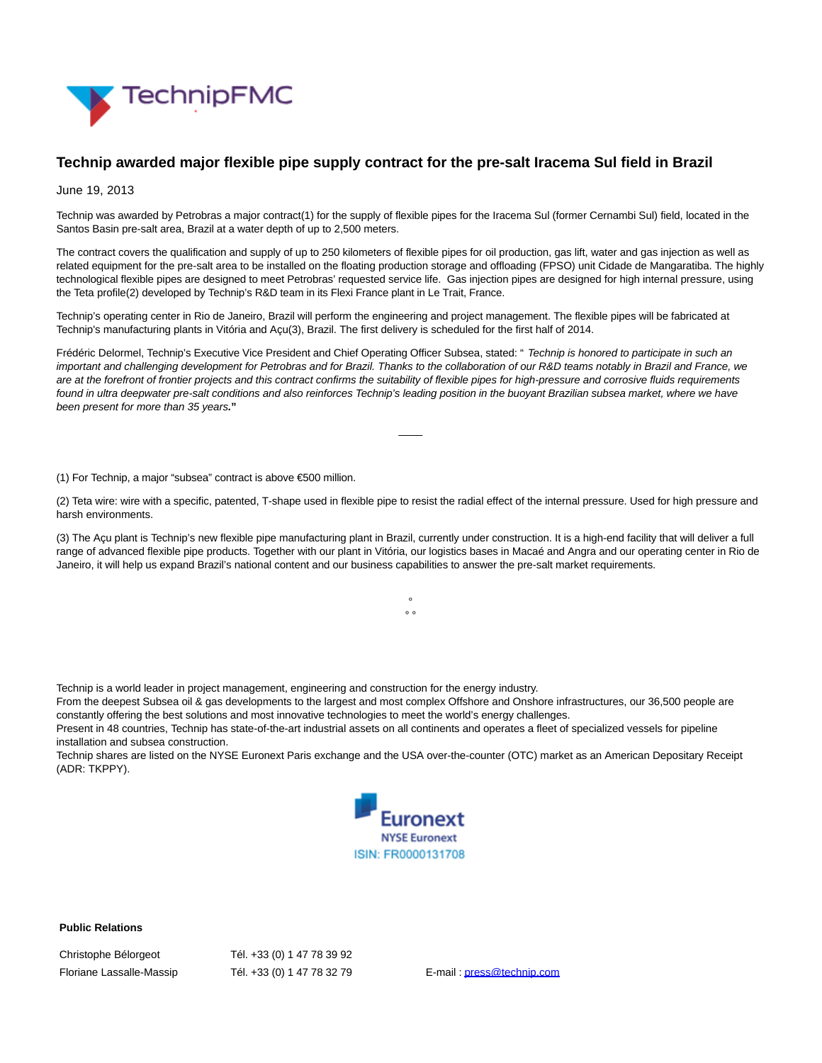# Technip awarded major flexible pipe supply contract for the pre-salt Iracema Sul field in Brazil

June 19, 2013

Technip was awarded by Petrobras a major contract(1) for the supply of flexible pipes for the Iracema Sul (former Cernambi Sul) field, located in the Santos Basin pre-salt area, Brazil at a water depth of up to 2,500 meters.

The contract covers the qualification and supply of up to 250 kilometers of flexible pipes for oil production, gas lift, water and gas injection as well as related equipment for the pre-salt area to be installed on the floating production storage and offloading (FPSO) unit Cidade de Mangaratiba. The highly technological flexible pipes are designed to meet Petrobras' requested service life. Gas injection pipes are designed for high internal pressure, using the Teta profile(2) developed by Technip's R&D team in its Flexi France plant in Le Trait, France.

Technip's operating center in Rio de Janeiro, Brazil will perform the engineering and project management. The flexible pipes will be fabricated at Technip's manufacturing plants in Vitória and Açu(3), Brazil. The first delivery is scheduled for the first half of 2014.

Frédéric Delormel, Technip's Executive Vice President and Chief Operating Officer Subsea, stated: " *Technip is honored to participate in such an important and challenging development for Petrobras and for Brazil. Thanks to the collaboration of our R&D teams notably in Brazil and France, we are at the forefront of frontier projects and this contract confirms the suitability of flexible pipes for high-pressure and corrosive fluids requirements found in ultra deepwater pre-salt conditions and also reinforces Technip's leading position in the buoyant Brazilian subsea market, where we have been present for more than 35 years.*"

---

(1) For Technip, a major "subsea" contract is above €500 million.

(2) Teta wire: wire with a specific, patented, T-shape used in flexible pipe to resist the radial effect of the internal pressure. Used for high pressure and harsh environments.

(3) The Açu plant is Technip's new flexible pipe manufacturing plant in Brazil, currently under construction. It is a high-end facility that will deliver a full range of advanced flexible pipe products. Together with our plant in Vitória, our logistics bases in Macaé and Angra and our operating center in Rio de Janeiro, it will help us expand Brazil's national content and our business capabilities to answer the pre-salt market requirements.

°

° °

Technip is a world leader in project management, engineering and construction for the energy industry.
From the deepest Subsea oil & gas developments to the largest and most complex Offshore and Onshore infrastructures, our 36,500 people are constantly offering the best solutions and most innovative technologies to meet the world's energy challenges.
Present in 48 countries, Technip has state-of-the-art industrial assets on all continents and operates a fleet of specialized vessels for pipeline installation and subsea construction.
Technip shares are listed on the NYSE Euronext Paris exchange and the USA over-the-counter (OTC) market as an American Depositary Receipt (ADR: TKPPY).

Euronext
NYSE Euronext
ISIN: FR0000131708

**Public Relations**

| | | |
|---|---|---|
| Christophe Bélorgeot | Tél. +33 (0) 1 47 78 39 92 | |
| Floriane Lassalle-Massip | Tél. +33 (0) 1 47 78 32 79 | E-mail : press@technip.com |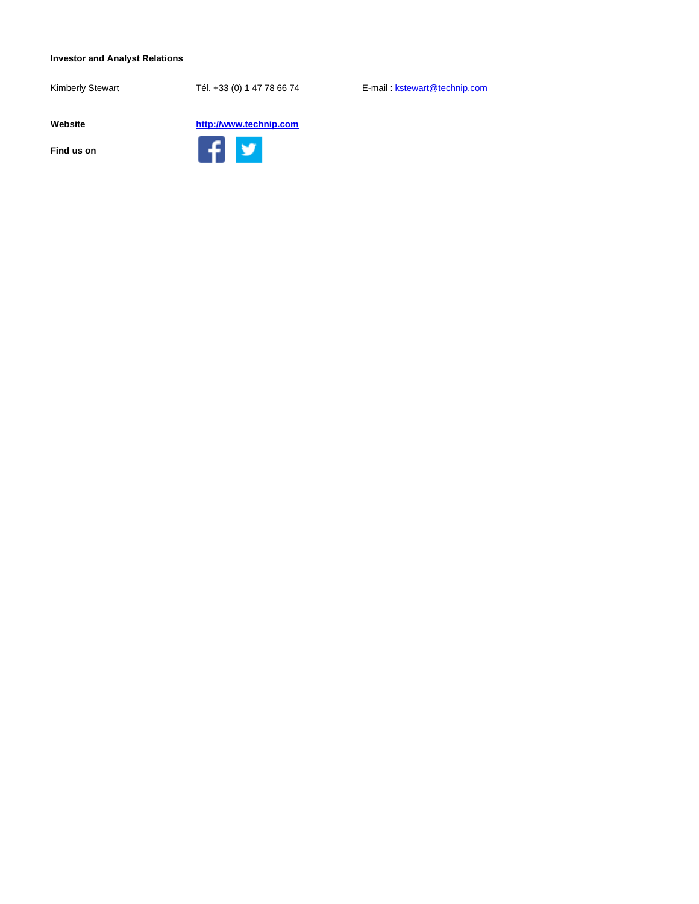**Investor and Analyst Relations**

| | | |
|---|---|---|
| Kimberly Stewart | Tél. +33 (0) 1 47 78 66 74 | E-mail : kstewart@technip.com |
| **Website** | **http://www.technip.com** | |
| **Find us on** | | |